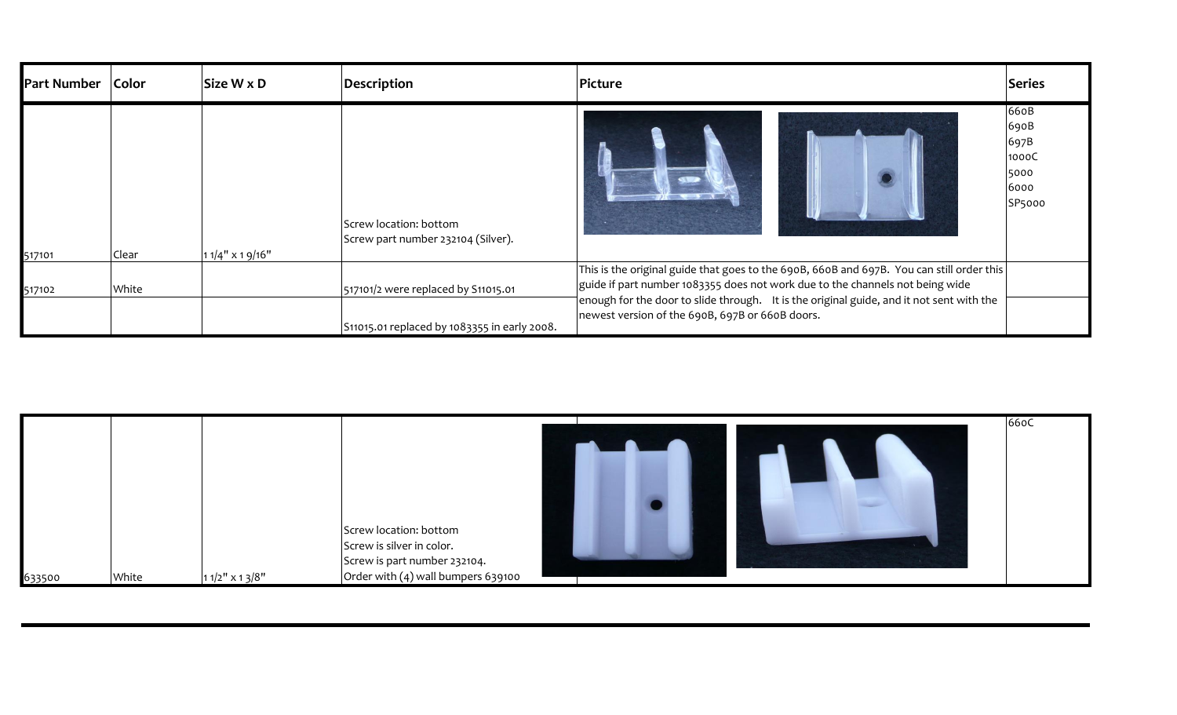| Part Number | Color | Size W x D | Description | Picture | Series |
|---|---|---|---|---|---|
| 517101 | Clear | 1 1/4" x 1 9/16" | Screw location: bottom<br>Screw part number 232104 (Silver). | | 660B<br>690B<br>697B<br>1000C<br>5000<br>6000<br>SP5000 |
| 517102 | White | | 517101/2 were replaced by S11015.01 | This is the original guide that goes to the 690B, 660B and 697B. You can still order this guide if part number 1083355 does not work due to the channels not being wide enough for the door to slide through. It is the original guide, and it not sent with the newest version of the 690B, 697B or 660B doors. | |
| | | | S11015.01 replaced by 1083355 in early 2008. | | |

| Part Number | Color | Size W x D | Description | Picture | Series |
|---|---|---|---|---|---|
| 633500 | White | 1 1/2" x 1 3/8" | Screw location: bottom<br>Screw is silver in color.<br>Screw is part number 232104.<br>Order with (4) wall bumpers 639100 | | 660C |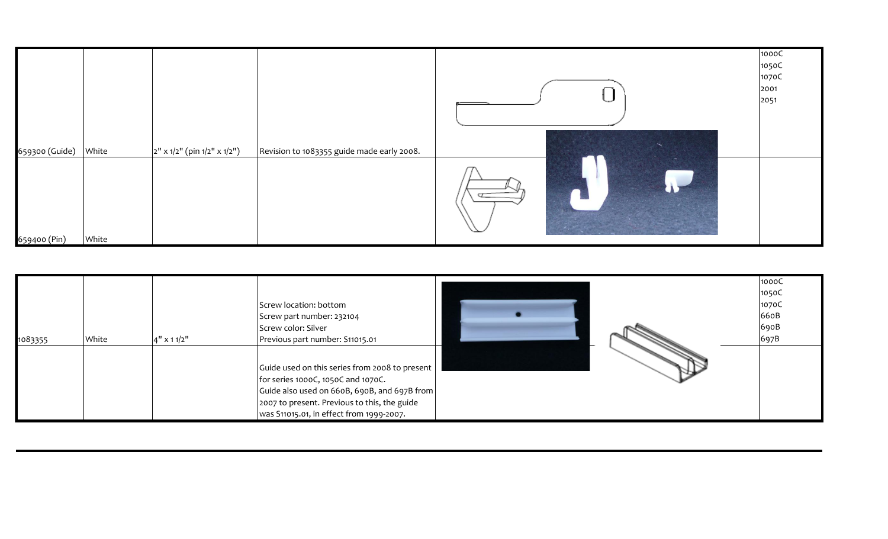| | | | | | |
|---|---|---|---|---|---|
| 659300 (Guide) | White | 2" x 1/2" (pin 1/2" x 1/2") | Revision to 1083355 guide made early 2008. | | 1000C<br>1050C<br>1070C<br>2001<br>2051 |
| 659400 (Pin) | White | | | | |

| | | | | | |
|---|---|---|---|---|---|
| 1083355 | White | 4" x 1 1/2" | Screw location: bottom<br>Screw part number: 232104<br>Screw color: Silver<br>Previous part number: S11015.01 | | 1000C<br>1050C<br>1070C<br>660B<br>690B<br>697B |
| | | | Guide used on this series from 2008 to present for series 1000C, 1050C and 1070C.<br>Guide also used on 660B, 690B, and 697B from 2007 to present. Previous to this, the guide was S11015.01, in effect from 1999-2007. | | |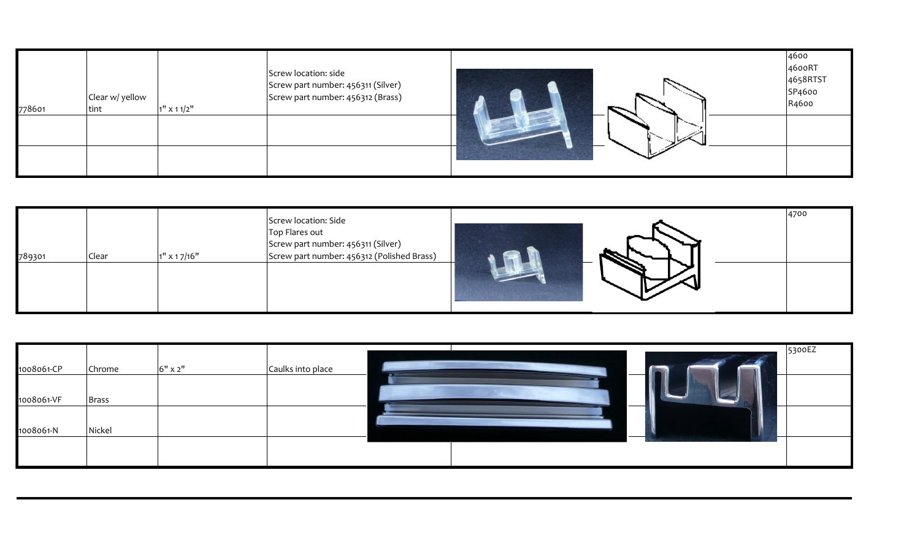| | | | | | |
|---|---|---|---|---|---|
| 778601 | Clear w/ yellow tint | 1" x 1 1/2" | Screw location: side<br>Screw part number: 456311 (Silver)<br>Screw part number: 456312 (Brass) | | 4600<br>4600RT<br>4658RTST<br>SP4600<br>R4600 |
| | | | | | |
| | | | | | |

| | | | | | |
|---|---|---|---|---|---|
| 789301 | Clear | 1" x 1 7/16" | Screw location: Side<br>Top Flares out<br>Screw part number: 456311 (Silver)<br>Screw part number: 456312 (Polished Brass) | | 4700 |
| | | | | | |

| | | | | | |
|---|---|---|---|---|---|
| 1008061-CP | Chrome | 6" x 2" | Caulks into place | | 5300EZ |
| 1008061-VF | Brass | | | | |
| 1008061-N | Nickel | | | | |
| | | | | | |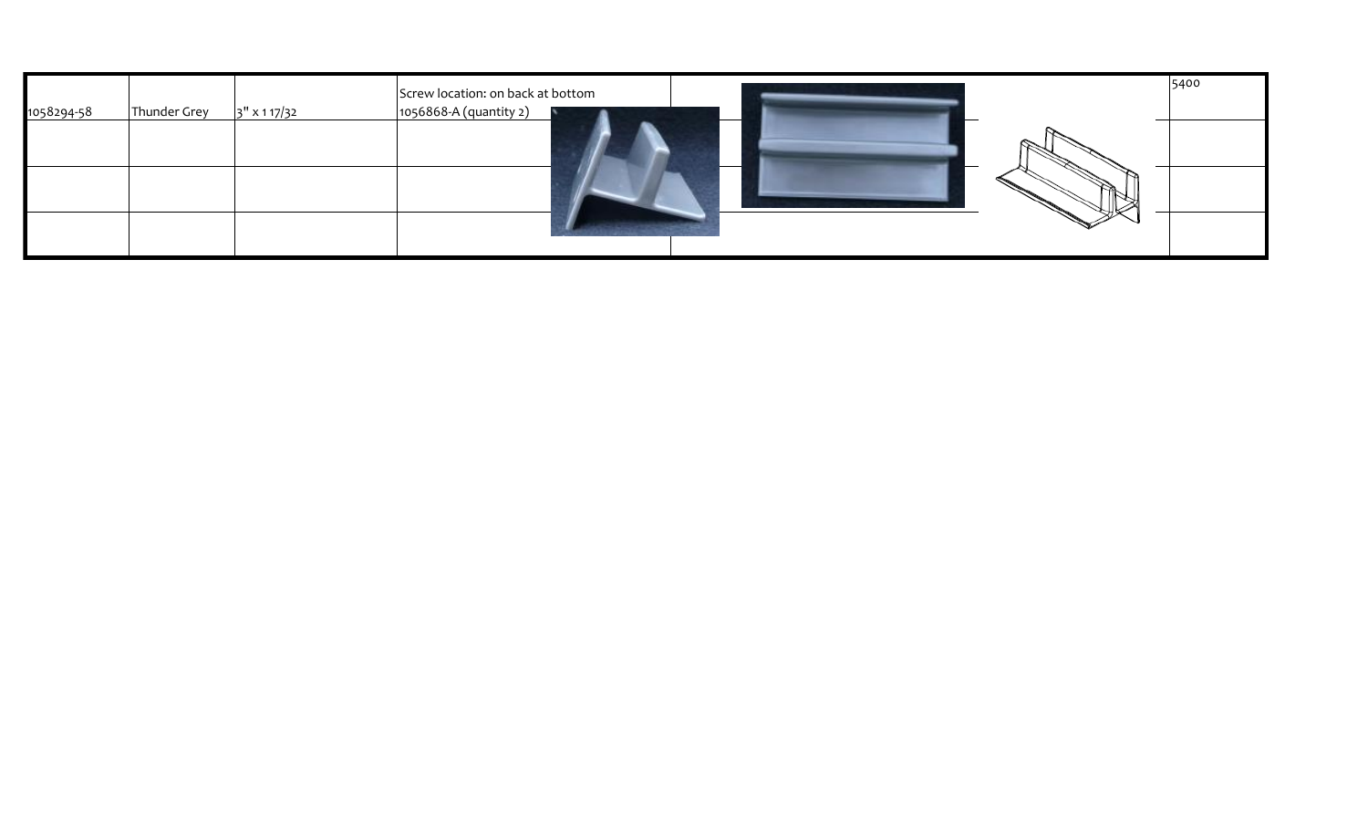| | | | | | | |
|---|---|---|---|---|---|---|
| 1058294-58 | Thunder Grey | 3" x 1 17/32 | Screw location: on back at bottom<br>1056868-A (quantity 2) | | | 5400 |
| | | | | | | |
| | | | | | | |
| | | | | | | |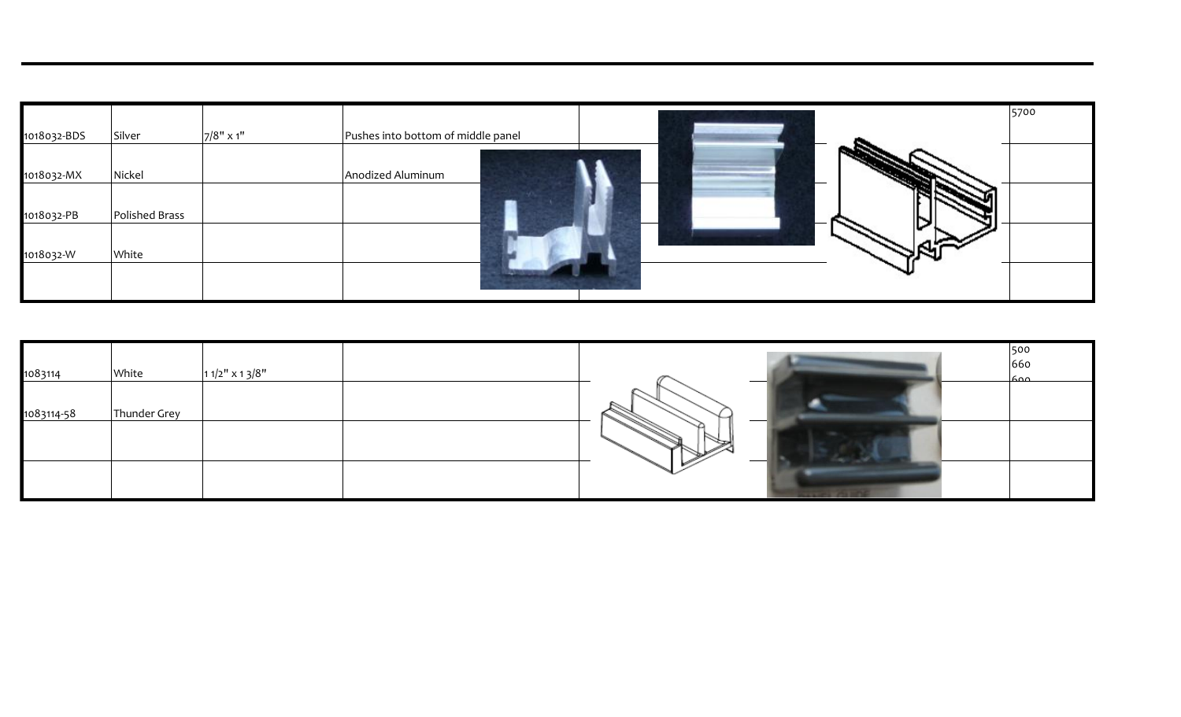| | | | | | |
|---|---|---|---|---|---|
| 1018032-BDS | Silver | 7/8" x 1" | Pushes into bottom of middle panel | | 5700 |
| 1018032-MX | Nickel | | Anodized Aluminum | | |
| 1018032-PB | Polished Brass | | | | |
| 1018032-W | White | | | | |
| | | | | | |

| | | | | | |
|---|---|---|---|---|---|
| 1083114 | White | 1 1/2" x 1 3/8" | | | 500<br>660<br>600 |
| 1083114-58 | Thunder Grey | | | | |
| | | | | | |
| | | | | | |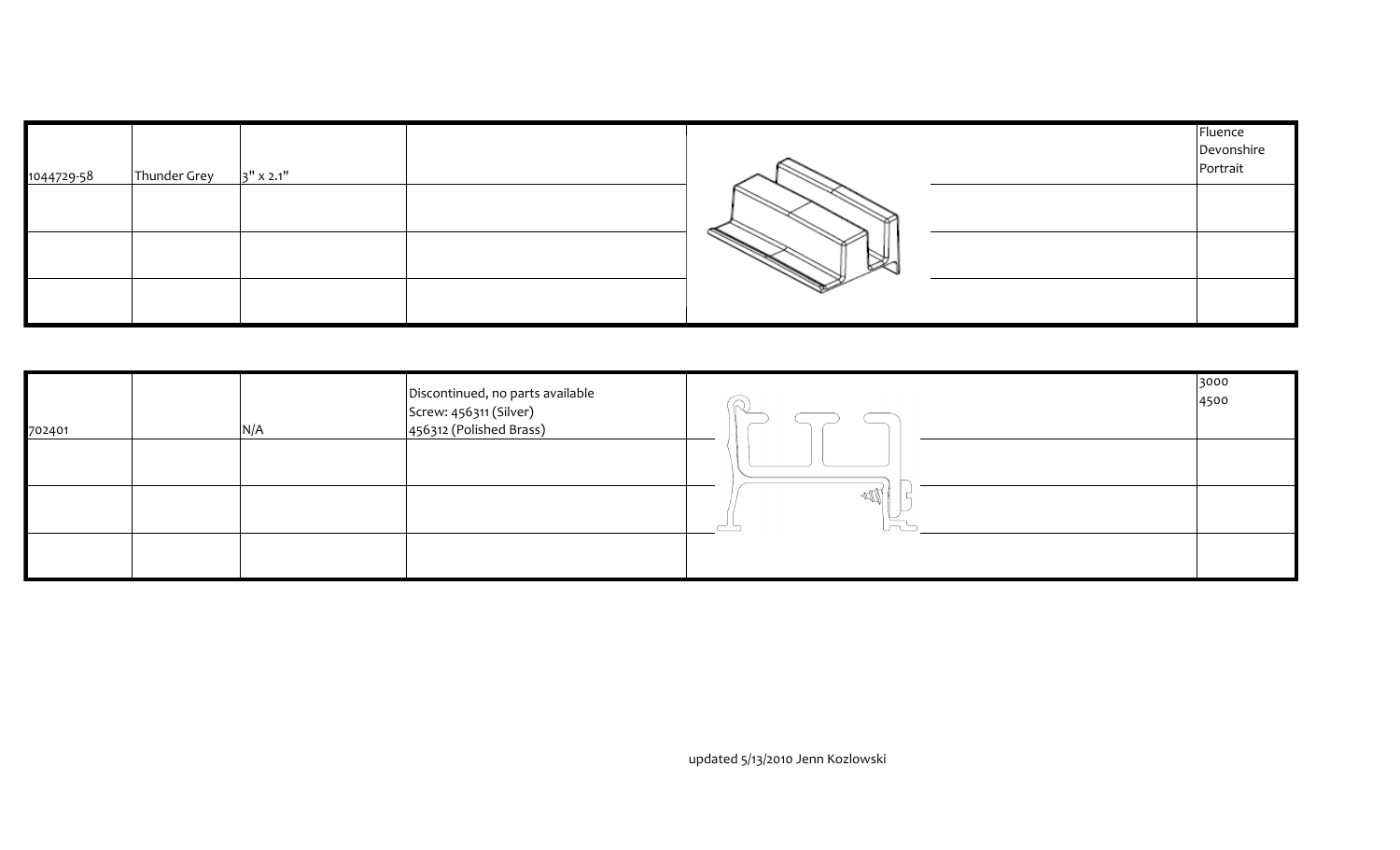| | | | | | |
|---|---|---|---|---|---|
| 1044729-58 | Thunder Grey | 3" x 2.1" | | | Fluence Devonshire Portrait |
| | | | | | |
| | | | | | |
| | | | | | |

| | | | | | |
|---|---|---|---|---|---|
| 702401 | | N/A | Discontinued, no parts available Screw: 456311 (Silver) 456312 (Polished Brass) | | 3000 4500 |
| | | | | | |
| | | | | | |
| | | | | | |

updated 5/13/2010 Jenn Kozlowski